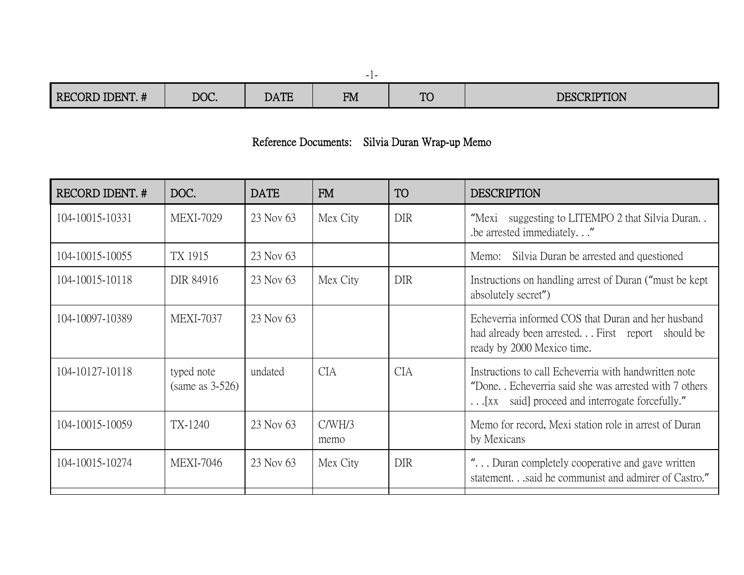| RECORD IDENT. # | DOC. | DATE | FM | TO | DESCRIPTION |
|---|---|---|---|---|---|

## Reference Documents: Silvia Duran Wrap-up Memo

| RECORD IDENT. # | DOC. | DATE | FM | TO | DESCRIPTION |
|---|---|---|---|---|---|
| 104-10015-10331 | MEXI-7029 | 23 Nov 63 | Mex City | DIR | "Mexi suggesting to LITEMPO 2 that Silvia Duran. . .be arrested immediately. . ." |
| 104-10015-10055 | TX 1915 | 23 Nov 63 | | | Memo: Silvia Duran be arrested and questioned |
| 104-10015-10118 | DIR 84916 | 23 Nov 63 | Mex City | DIR | Instructions on handling arrest of Duran ("must be kept absolutely secret") |
| 104-10097-10389 | MEXI-7037 | 23 Nov 63 | | | Echeverria informed COS that Duran and her husband had already been arrested. . . First report should be ready by 2000 Mexico time. |
| 104-10127-10118 | typed note (same as 3-526) | undated | CIA | CIA | Instructions to call Echeverria with handwritten note "Done. . Echeverria said she was arrested with 7 others . . .[xx said] proceed and interrogate forcefully." |
| 104-10015-10059 | TX-1240 | 23 Nov 63 | C/WH/3 memo | | Memo for record, Mexi station role in arrest of Duran by Mexicans |
| 104-10015-10274 | MEXI-7046 | 23 Nov 63 | Mex City | DIR | ". . . Duran completely cooperative and gave written statement. . .said he communist and admirer of Castro." |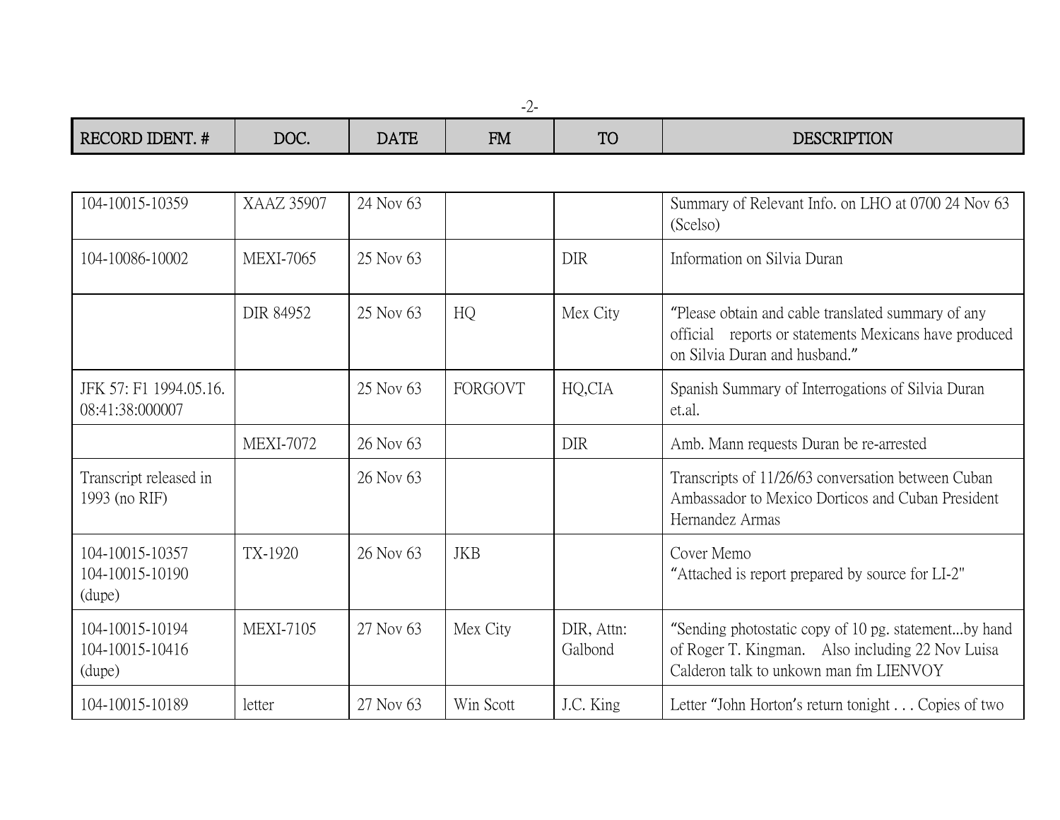| RECORD IDENT. # | DOC. | DATE | FM | TO | DESCRIPTION |
|---|---|---|---|---|---|
| 104-10015-10359 | XAAZ 35907 | 24 Nov 63 | | | Summary of Relevant Info. on LHO at 0700 24 Nov 63 (Scelso) |
| 104-10086-10002 | MEXI-7065 | 25 Nov 63 | | DIR | Information on Silvia Duran |
| | DIR 84952 | 25 Nov 63 | HQ | Mex City | "Please obtain and cable translated summary of any official reports or statements Mexicans have produced on Silvia Duran and husband." |
| JFK 57: F1 1994.05.16. 08:41:38:000007 | | 25 Nov 63 | FORGOVT | HQ,CIA | Spanish Summary of Interrogations of Silvia Duran et.al. |
| | MEXI-7072 | 26 Nov 63 | | DIR | Amb. Mann requests Duran be re-arrested |
| Transcript released in 1993 (no RIF) | | 26 Nov 63 | | | Transcripts of 11/26/63 conversation between Cuban Ambassador to Mexico Dorticos and Cuban President Hernandez Armas |
| 104-10015-10357 104-10015-10190 (dupe) | TX-1920 | 26 Nov 63 | JKB | | Cover Memo "Attached is report prepared by source for LI-2" |
| 104-10015-10194 104-10015-10416 (dupe) | MEXI-7105 | 27 Nov 63 | Mex City | DIR, Attn: Galbond | "Sending photostatic copy of 10 pg. statement...by hand of Roger T. Kingman. Also including 22 Nov Luisa Calderon talk to unkown man fm LIENVOY |
| 104-10015-10189 | letter | 27 Nov 63 | Win Scott | J.C. King | Letter "John Horton's return tonight . . . Copies of two |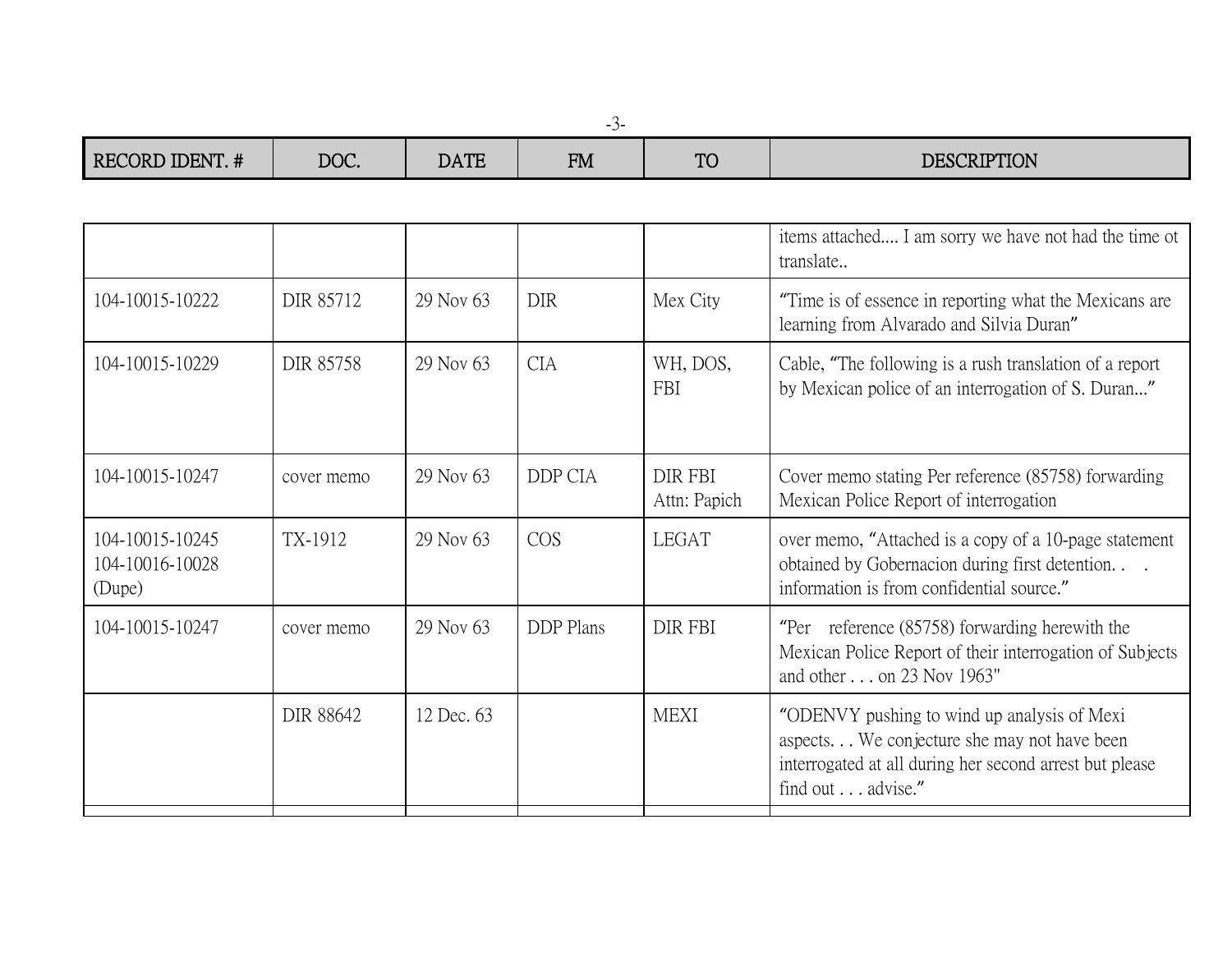| RECORD IDENT. # | DOC. | DATE | FM | TO | DESCRIPTION |
|---|---|---|---|---|---|
| | | | | | items attached.... I am sorry we have not had the time ot translate.. |
| 104-10015-10222 | DIR 85712 | 29 Nov 63 | DIR | Mex City | “Time is of essence in reporting what the Mexicans are learning from Alvarado and Silvia Duran” |
| 104-10015-10229 | DIR 85758 | 29 Nov 63 | CIA | WH, DOS, FBI | Cable, “The following is a rush translation of a report by Mexican police of an interrogation of S. Duran...” |
| 104-10015-10247 | cover memo | 29 Nov 63 | DDP CIA | DIR FBI Attn: Papich | Cover memo stating Per reference (85758) forwarding Mexican Police Report of interrogation |
| 104-10015-10245 104-10016-10028 (Dupe) | TX-1912 | 29 Nov 63 | COS | LEGAT | over memo, “Attached is a copy of a 10-page statement obtained by Gobernacion during first detention. . . information is from confidential source.” |
| 104-10015-10247 | cover memo | 29 Nov 63 | DDP Plans | DIR FBI | “Per reference (85758) forwarding herewith the Mexican Police Report of their interrogation of Subjects and other . . . on 23 Nov 1963" |
| | DIR 88642 | 12 Dec. 63 | | MEXI | “ODENVY pushing to wind up analysis of Mexi aspects. . . We conjecture she may not have been interrogated at all during her second arrest but please find out . . . advise.” |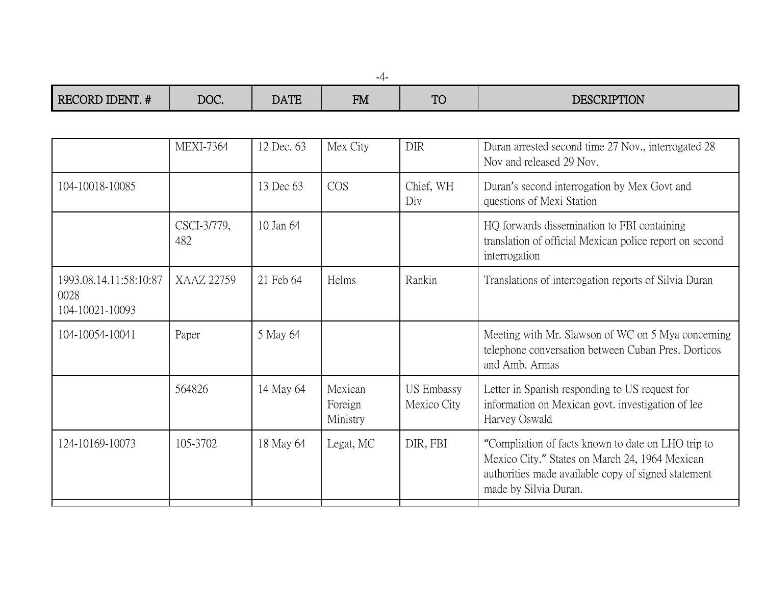| RECORD IDENT. # | DOC. | DATE | FM | TO | DESCRIPTION |
|---|---|---|---|---|---|
| | MEXI-7364 | 12 Dec. 63 | Mex City | DIR | Duran arrested second time 27 Nov., interrogated 28 Nov and released 29 Nov. |
| 104-10018-10085 | | 13 Dec 63 | COS | Chief, WH Div | Duran's second interrogation by Mex Govt and questions of Mexi Station |
| | CSCI-3/779, 482 | 10 Jan 64 | | | HQ forwards dissemination to FBI containing translation of official Mexican police report on second interrogation |
| 1993.08.14.11:58:10:87 0028 104-10021-10093 | XAAZ 22759 | 21 Feb 64 | Helms | Rankin | Translations of interrogation reports of Silvia Duran |
| 104-10054-10041 | Paper | 5 May 64 | | | Meeting with Mr. Slawson of WC on 5 Mya concerning telephone conversation between Cuban Pres. Dorticos and Amb. Armas |
| | 564826 | 14 May 64 | Mexican Foreign Ministry | US Embassy Mexico City | Letter in Spanish responding to US request for information on Mexican govt. investigation of lee Harvey Oswald |
| 124-10169-10073 | 105-3702 | 18 May 64 | Legat, MC | DIR, FBI | "Compliation of facts known to date on LHO trip to Mexico City." States on March 24, 1964 Mexican authorities made available copy of signed statement made by Silvia Duran. |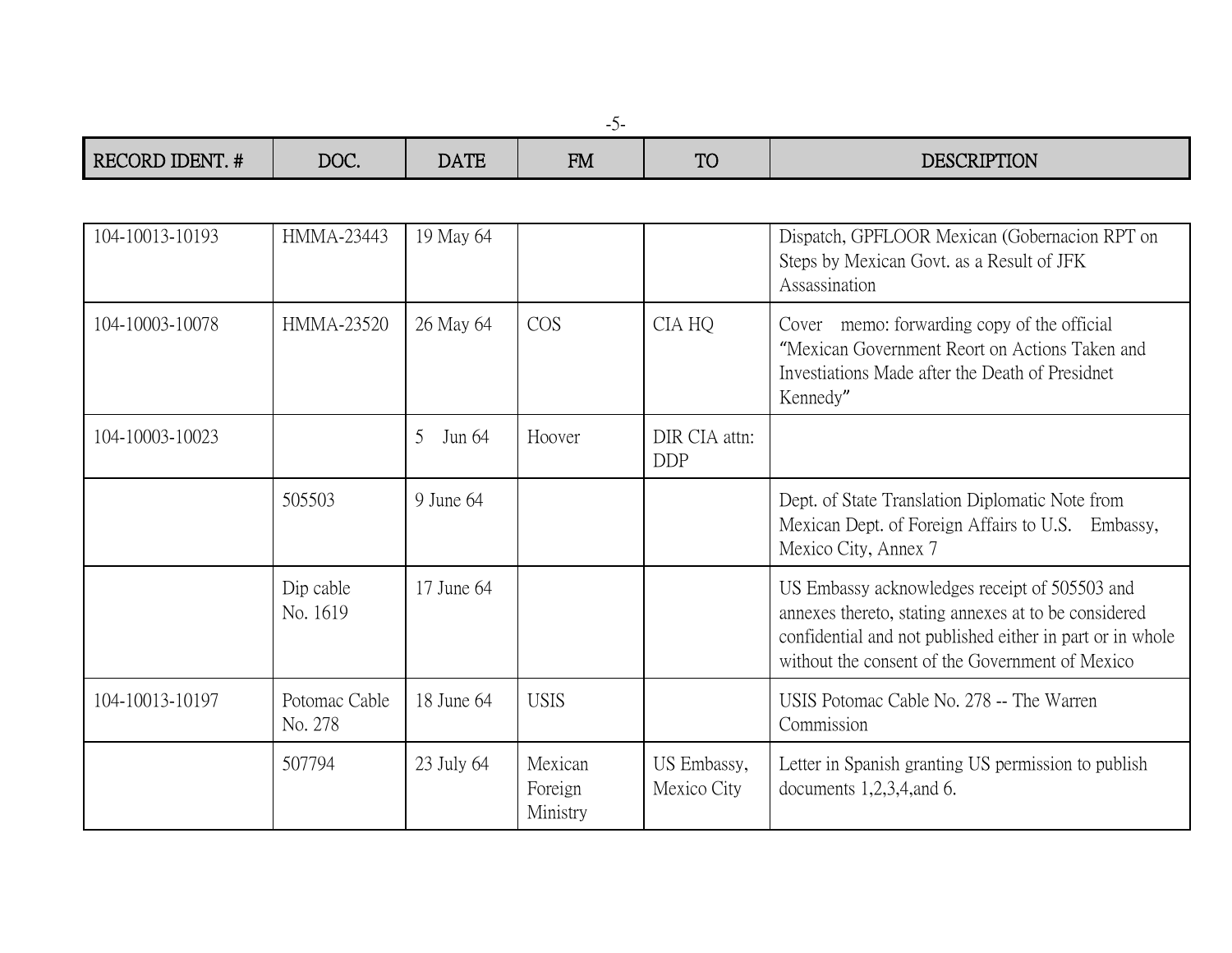| RECORD IDENT. # | DOC. | DATE | FM | TO | DESCRIPTION |
|---|---|---|---|---|---|
| 104-10013-10193 | HMMA-23443 | 19 May 64 | | | Dispatch, GPFLOOR Mexican (Gobernacion RPT on Steps by Mexican Govt. as a Result of JFK Assassination |
| 104-10003-10078 | HMMA-23520 | 26 May 64 | COS | CIA HQ | Cover memo: forwarding copy of the official "Mexican Government Reort on Actions Taken and Investiations Made after the Death of Presidnet Kennedy" |
| 104-10003-10023 | | 5 Jun 64 | Hoover | DIR CIA attn: DDP | |
| | 505503 | 9 June 64 | | | Dept. of State Translation Diplomatic Note from Mexican Dept. of Foreign Affairs to U.S. Embassy, Mexico City, Annex 7 |
| | Dip cable No. 1619 | 17 June 64 | | | US Embassy acknowledges receipt of 505503 and annexes thereto, stating annexes at to be considered confidential and not published either in part or in whole without the consent of the Government of Mexico |
| 104-10013-10197 | Potomac Cable No. 278 | 18 June 64 | USIS | | USIS Potomac Cable No. 278 -- The Warren Commission |
| | 507794 | 23 July 64 | Mexican Foreign Ministry | US Embassy, Mexico City | Letter in Spanish granting US permission to publish documents 1,2,3,4,and 6. |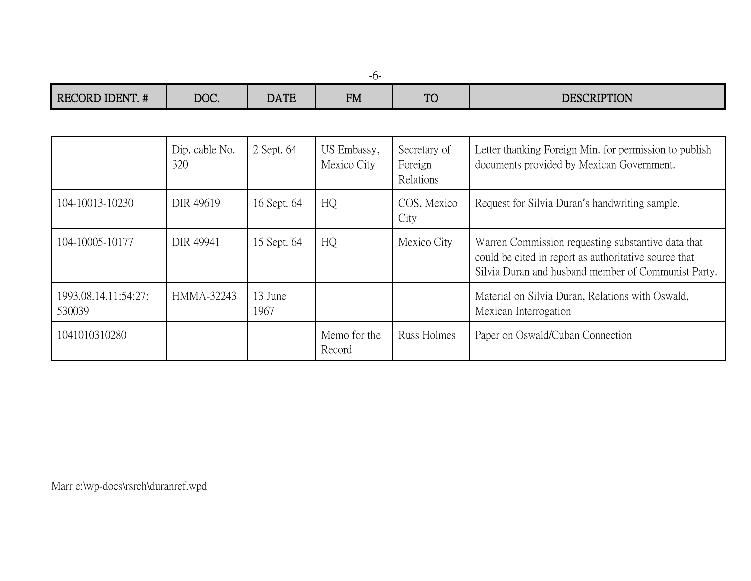| RECORD IDENT. # | DOC. | DATE | FM | TO | DESCRIPTION |
|---|---|---|---|---|---|
| | Dip. cable No. 320 | 2 Sept. 64 | US Embassy, Mexico City | Secretary of Foreign Relations | Letter thanking Foreign Min. for permission to publish documents provided by Mexican Government. |
| 104-10013-10230 | DIR 49619 | 16 Sept. 64 | HQ | COS, Mexico City | Request for Silvia Duran's handwriting sample. |
| 104-10005-10177 | DIR 49941 | 15 Sept. 64 | HQ | Mexico City | Warren Commission requesting substantive data that could be cited in report as authoritative source that Silvia Duran and husband member of Communist Party. |
| 1993.08.14.11:54:27:530039 | HMMA-32243 | 13 June 1967 | | | Material on Silvia Duran, Relations with Oswald, Mexican Interrogation |
| 1041010310280 | | | Memo for the Record | Russ Holmes | Paper on Oswald/Cuban Connection |

Marr e:\wp-docs\rsrch\duranref.wpd